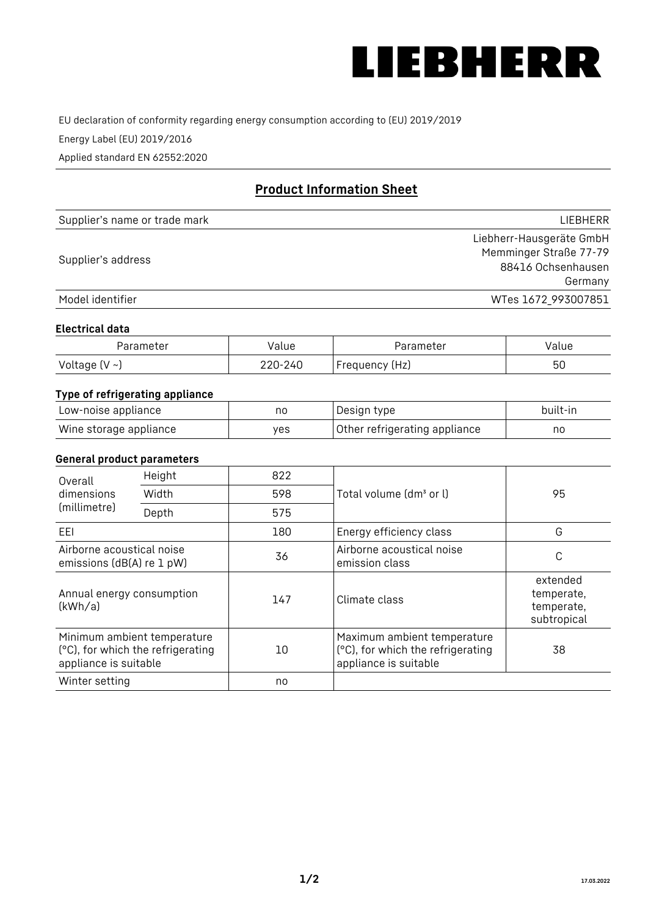LIEBHERR

EU declaration of conformity regarding energy consumption according to (EU) 2019/2019

Energy Label (EU) 2019/2016

Applied standard EN 62552:2020

## Product Information Sheet

| | |
|---|---|
| Supplier's name or trade mark | LIEBHERR |
| Supplier's address | Liebherr-Hausgeräte GmbH<br>Memminger Straße 77-79<br>88416 Ochsenhausen<br>Germany |
| Model identifier | WTes 1672_993007851 |

### Electrical data

| Parameter | Value | Parameter | Value |
|---|---|---|---|
| Voltage (V ~) | 220-240 | Frequency (Hz) | 50 |

### Type of refrigerating appliance

| | | | |
|---|---|---|---|
| Low-noise appliance | no | Design type | built-in |
| Wine storage appliance | yes | Other refrigerating appliance | no |

### General product parameters

| | | | | |
|---|---|---|---|---|
| Overall dimensions (millimetre) | Height | 822 | Total volume (dm³ or l) | 95 |
| | Width | 598 | | |
| | Depth | 575 | | |
| EEI | | 180 | Energy efficiency class | G |
| Airborne acoustical noise emissions (dB(A) re 1 pW) | | 36 | Airborne acoustical noise emission class | C |
| Annual energy consumption (kWh/a) | | 147 | Climate class | extended temperate, temperate, subtropical |
| Minimum ambient temperature (°C), for which the refrigerating appliance is suitable | | 10 | Maximum ambient temperature (°C), for which the refrigerating appliance is suitable | 38 |
| Winter setting | | no | | |

17.03.2022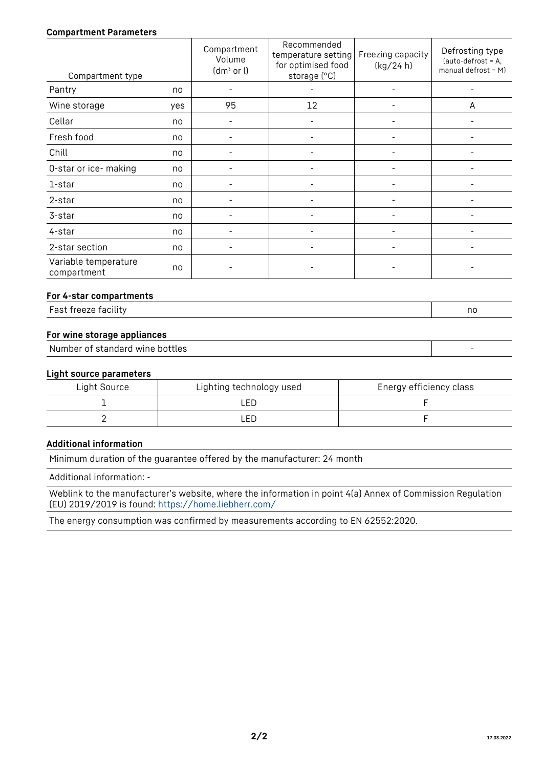**Compartment Parameters**

| Compartment type | | Compartment Volume (dm³ or l) | Recommended temperature setting for optimised food storage (°C) | Freezing capacity (kg/24 h) | Defrosting type (auto-defrost = A, manual defrost = M) |
|---|---|---|---|---|---|
| Pantry | no | - | - | - | - |
| Wine storage | yes | 95 | 12 | - | A |
| Cellar | no | - | - | - | - |
| Fresh food | no | - | - | - | - |
| Chill | no | - | - | - | - |
| 0-star or ice- making | no | - | - | - | - |
| 1-star | no | - | - | - | - |
| 2-star | no | - | - | - | - |
| 3-star | no | - | - | - | - |
| 4-star | no | - | - | - | - |
| 2-star section | no | - | - | - | - |
| Variable temperature compartment | no | - | - | - | - |

**For 4-star compartments**

| | |
|---|---|
| Fast freeze facility | no |

**For wine storage appliances**

| | |
|---|---|
| Number of standard wine bottles | - |

**Light source parameters**

| Light Source | Lighting technology used | Energy efficiency class |
|---|---|---|
| 1 | LED | F |
| 2 | LED | F |

**Additional information**

Minimum duration of the guarantee offered by the manufacturer: 24 month

Additional information: -

Weblink to the manufacturer's website, where the information in point 4(a) Annex of Commission Regulation (EU) 2019/2019 is found: https://home.liebherr.com/

The energy consumption was confirmed by measurements according to EN 62552:2020.

17.03.2022